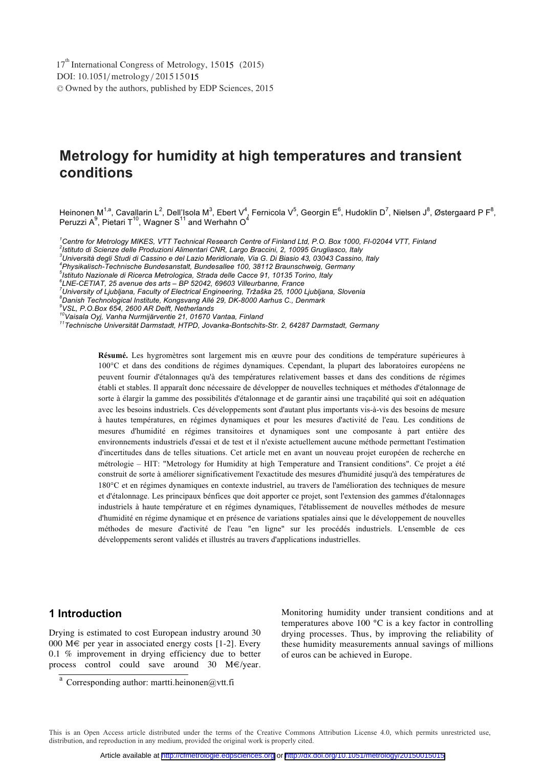# Metrology for humidity at high temperatures and transient conditions

Heinonen M[1,a], Cavallarin L[2], Dell'Isola M[3], Ebert V[4], Fernicola V[5], Georgin E[6], Hudoklin D[7], Nielsen J[8], Østergaard P F[8], Peruzzi A[9], Pietari T[10], Wagner S[11] and Werhahn O[4]

[1]*Centre for Metrology MIKES, VTT Technical Research Centre of Finland Ltd, P.O. Box 1000, FI-02044 VTT, Finland*
[2]*Istituto di Scienze delle Produzioni Alimentari CNR, Largo Braccini, 2, 10095 Grugliasco, Italy*
[3]*Università degli Studi di Cassino e del Lazio Meridionale, Via G. Di Biasio 43, 03043 Cassino, Italy*
[4]*Physikalisch-Technische Bundesanstalt, Bundesallee 100, 38112 Braunschweig, Germany*
[5]*Istituto Nazionale di Ricerca Metrologica, Strada delle Cacce 91, 10135 Torino, Italy*
[6]*LNE-CETIAT, 25 avenue des arts – BP 52042, 69603 Villeurbanne, France*
[7]*University of Ljubljana, Faculty of Electrical Engineering, Tržaška 25, 1000 Ljubljana, Slovenia*
[8]*Danish Technological Institute, Kongsvang Allé 29, DK-8000 Aarhus C., Denmark*
[9]*VSL, P.O.Box 654, 2600 AR Delft, Netherlands*
[10]*Vaisala Oyj, Vanha Nurmijärventie 21, 01670 Vantaa, Finland*
[11]*Technische Universität Darmstadt, HTPD, Jovanka-Bontschits-Str. 2, 64287 Darmstadt, Germany*

**Résumé.** Les hygromètres sont largement mis en œuvre pour des conditions de température supérieures à 100°C et dans des conditions de régimes dynamiques. Cependant, la plupart des laboratoires européens ne peuvent fournir d'étalonnages qu'à des températures relativement basses et dans des conditions de régimes établi et stables. Il apparaît donc nécessaire de développer de nouvelles techniques et méthodes d'étalonnage de sorte à élargir la gamme des possibilités d'étalonnage et de garantir ainsi une traçabilité qui soit en adéquation avec les besoins industriels. Ces développements sont d'autant plus importants vis-à-vis des besoins de mesure à hautes températures, en régimes dynamiques et pour les mesures d'activité de l'eau. Les conditions de mesures d'humidité en régimes transitoires et dynamiques sont une composante à part entière des environnements industriels d'essai et de test et il n'existe actuellement aucune méthode permettant l'estimation d'incertitudes dans de telles situations. Cet article met en avant un nouveau projet européen de recherche en métrologie – HIT: "Metrology for Humidity at high Temperature and Transient conditions". Ce projet a été construit de sorte à améliorer significativement l'exactitude des mesures d'humidité jusqu'à des températures de 180°C et en régimes dynamiques en contexte industriel, au travers de l'amélioration des techniques de mesure et d'étalonnage. Les principaux bénfices que doit apporter ce projet, sont l'extension des gammes d'étalonnages industriels à haute température et en régimes dynamiques, l'établissement de nouvelles méthodes de mesure d'humidité en régime dynamique et en présence de variations spatiales ainsi que le développement de nouvelles méthodes de mesure d'activité de l'eau "en ligne" sur les procédés industriels. L'ensemble de ces développements seront validés et illustrés au travers d'applications industrielles.

## 1 Introduction

Drying is estimated to cost European industry around 30 000 M€ per year in associated energy costs [1-2]. Every 0.1 % improvement in drying efficiency due to better process control could save around 30 M€/year. Monitoring humidity under transient conditions and at temperatures above 100 °C is a key factor in controlling drying processes. Thus, by improving the reliability of these humidity measurements annual savings of millions of euros can be achieved in Europe.

[a] Corresponding author: martti.heinonen@vtt.fi

This is an Open Access article distributed under the terms of the Creative Commons Attribution License 4.0, which permits unrestricted use, distribution, and reproduction in any medium, provided the original work is properly cited.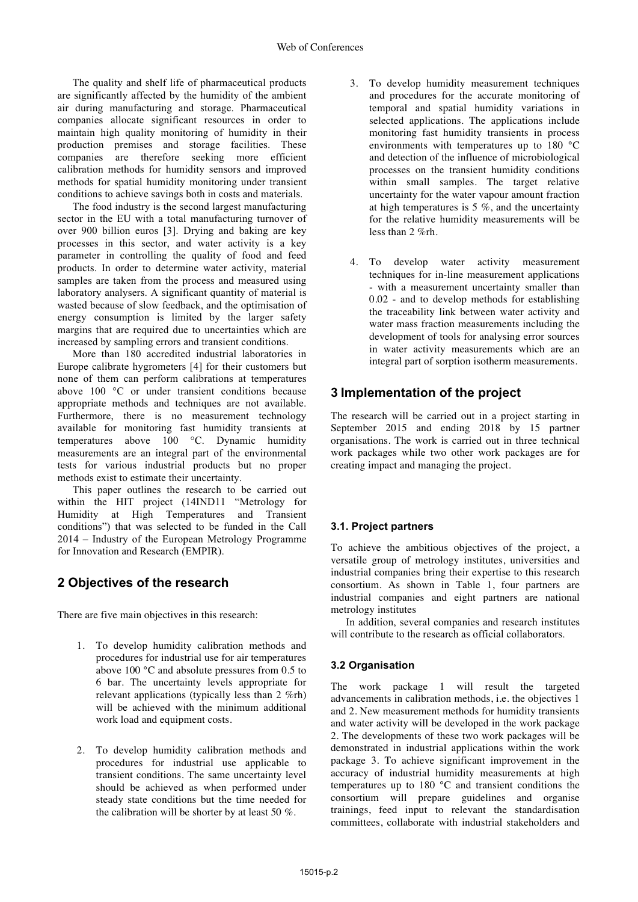The quality and shelf life of pharmaceutical products are significantly affected by the humidity of the ambient air during manufacturing and storage. Pharmaceutical companies allocate significant resources in order to maintain high quality monitoring of humidity in their production premises and storage facilities. These companies are therefore seeking more efficient calibration methods for humidity sensors and improved methods for spatial humidity monitoring under transient conditions to achieve savings both in costs and materials.

The food industry is the second largest manufacturing sector in the EU with a total manufacturing turnover of over 900 billion euros [3]. Drying and baking are key processes in this sector, and water activity is a key parameter in controlling the quality of food and feed products. In order to determine water activity, material samples are taken from the process and measured using laboratory analysers. A significant quantity of material is wasted because of slow feedback, and the optimisation of energy consumption is limited by the larger safety margins that are required due to uncertainties which are increased by sampling errors and transient conditions.

More than 180 accredited industrial laboratories in Europe calibrate hygrometers [4] for their customers but none of them can perform calibrations at temperatures above 100 °C or under transient conditions because appropriate methods and techniques are not available. Furthermore, there is no measurement technology available for monitoring fast humidity transients at temperatures above 100 °C. Dynamic humidity measurements are an integral part of the environmental tests for various industrial products but no proper methods exist to estimate their uncertainty.

This paper outlines the research to be carried out within the HIT project (14IND11 "Metrology for Humidity at High Temperatures and Transient conditions") that was selected to be funded in the Call 2014 – Industry of the European Metrology Programme for Innovation and Research (EMPIR).

## 2 Objectives of the research

There are five main objectives in this research:

1. To develop humidity calibration methods and procedures for industrial use for air temperatures above 100 °C and absolute pressures from 0.5 to 6 bar. The uncertainty levels appropriate for relevant applications (typically less than 2 %rh) will be achieved with the minimum additional work load and equipment costs.
2. To develop humidity calibration methods and procedures for industrial use applicable to transient conditions. The same uncertainty level should be achieved as when performed under steady state conditions but the time needed for the calibration will be shorter by at least 50 %.
3. To develop humidity measurement techniques and procedures for the accurate monitoring of temporal and spatial humidity variations in selected applications. The applications include monitoring fast humidity transients in process environments with temperatures up to 180 °C and detection of the influence of microbiological processes on the transient humidity conditions within small samples. The target relative uncertainty for the water vapour amount fraction at high temperatures is 5 %, and the uncertainty for the relative humidity measurements will be less than 2 %rh.
4. To develop water activity measurement techniques for in-line measurement applications - with a measurement uncertainty smaller than 0.02 - and to develop methods for establishing the traceability link between water activity and water mass fraction measurements including the development of tools for analysing error sources in water activity measurements which are an integral part of sorption isotherm measurements.

## 3 Implementation of the project

The research will be carried out in a project starting in September 2015 and ending 2018 by 15 partner organisations. The work is carried out in three technical work packages while two other work packages are for creating impact and managing the project.

### 3.1. Project partners

To achieve the ambitious objectives of the project, a versatile group of metrology institutes, universities and industrial companies bring their expertise to this research consortium. As shown in Table 1, four partners are industrial companies and eight partners are national metrology institutes

In addition, several companies and research institutes will contribute to the research as official collaborators.

### 3.2 Organisation

The work package 1 will result the targeted advancements in calibration methods, i.e. the objectives 1 and 2. New measurement methods for humidity transients and water activity will be developed in the work package 2. The developments of these two work packages will be demonstrated in industrial applications within the work package 3. To achieve significant improvement in the accuracy of industrial humidity measurements at high temperatures up to 180 °C and transient conditions the consortium will prepare guidelines and organise trainings, feed input to relevant the standardisation committees, collaborate with industrial stakeholders and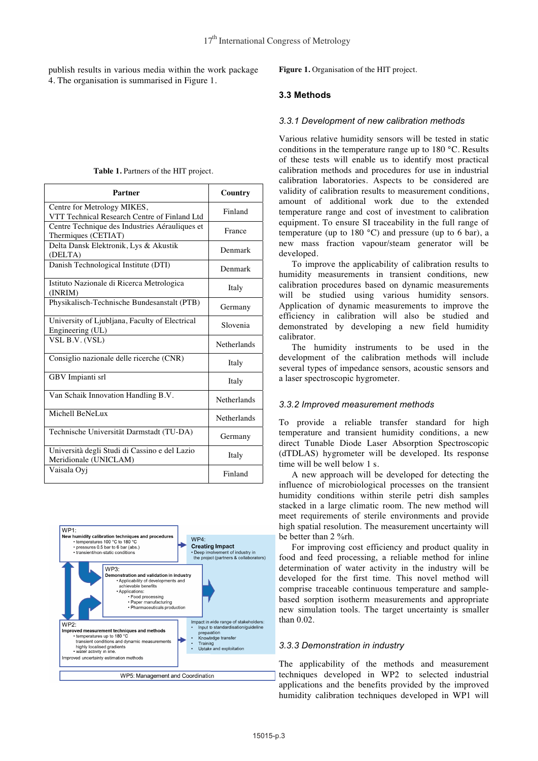publish results in various media within the work package 4. The organisation is summarised in Figure 1.

**Table 1.** Partners of the HIT project.

| Partner | Country |
|---|---|
| Centre for Metrology MIKES, VTT Technical Research Centre of Finland Ltd | Finland |
| Centre Technique des Industries Aérauliques et Thermiques (CETIAT) | France |
| Delta Dansk Elektronik, Lys & Akustik (DELTA) | Denmark |
| Danish Technological Institute (DTI) | Denmark |
| Istituto Nazionale di Ricerca Metrologica (INRIM) | Italy |
| Physikalisch-Technische Bundesanstalt (PTB) | Germany |
| University of Ljubljana, Faculty of Electrical Engineering (UL) | Slovenia |
| VSL B.V. (VSL) | Netherlands |
| Consiglio nazionale delle ricerche (CNR) | Italy |
| GBV Impianti srl | Italy |
| Van Schaik Innovation Handling B.V. | Netherlands |
| Michell BeNeLux | Netherlands |
| Technische Universität Darmstadt (TU-DA) | Germany |
| Università degli Studi di Cassino e del Lazio Meridionale (UNICLAM) | Italy |
| Vaisala Oyj | Finland |

WP1: New humidity calibration techniques and procedures
- temperatures 100 °C to 180 °C
- pressures 0.5 bar to 6 bar (abs.)
- transient/non-static conditions

WP4: Creating Impact
- Deep involvement of industry in the project (partners & collaborators)

WP3: Demonstration and validation in industry
- Applicability of developments and achievable benefits
- Applications:
  - Food processing
  - Paper manufacturing
  - Pharmaceuticals production

WP2: Improved measurement techniques and methods
- temperatures up to 180 °C
- transient conditions and dynamic measurements
- highly localised gradients
- water activity in line.

Improved uncertainty estimation methods

Impact in wide range of stakeholders:
- Input to standardisation/guideline preparation
- Knowledge transfer
- Training
- Uptake and exploitation

WP5: Management and Coordination

**Figure 1.** Organisation of the HIT project.

### 3.3 Methods

#### *3.3.1 Development of new calibration methods*

Various relative humidity sensors will be tested in static conditions in the temperature range up to 180 °C. Results of these tests will enable us to identify most practical calibration methods and procedures for use in industrial calibration laboratories. Aspects to be considered are validity of calibration results to measurement conditions, amount of additional work due to the extended temperature range and cost of investment to calibration equipment. To ensure SI traceability in the full range of temperature (up to 180 °C) and pressure (up to 6 bar), a new mass fraction vapour/steam generator will be developed.

To improve the applicability of calibration results to humidity measurements in transient conditions, new calibration procedures based on dynamic measurements will be studied using various humidity sensors. Application of dynamic measurements to improve the efficiency in calibration will also be studied and demonstrated by developing a new field humidity calibrator.

The humidity instruments to be used in the development of the calibration methods will include several types of impedance sensors, acoustic sensors and a laser spectroscopic hygrometer.

#### *3.3.2 Improved measurement methods*

To provide a reliable transfer standard for high temperature and transient humidity conditions, a new direct Tunable Diode Laser Absorption Spectroscopic (dTDLAS) hygrometer will be developed. Its response time will be well below 1 s.

A new approach will be developed for detecting the influence of microbiological processes on the transient humidity conditions within sterile petri dish samples stacked in a large climatic room. The new method will meet requirements of sterile environments and provide high spatial resolution. The measurement uncertainty will be better than 2 %rh.

For improving cost efficiency and product quality in food and feed processing, a reliable method for inline determination of water activity in the industry will be developed for the first time. This novel method will comprise traceable continuous temperature and sample-based sorption isotherm measurements and appropriate new simulation tools. The target uncertainty is smaller than 0.02.

#### *3.3.3 Demonstration in industry*

The applicability of the methods and measurement techniques developed in WP2 to selected industrial applications and the benefits provided by the improved humidity calibration techniques developed in WP1 will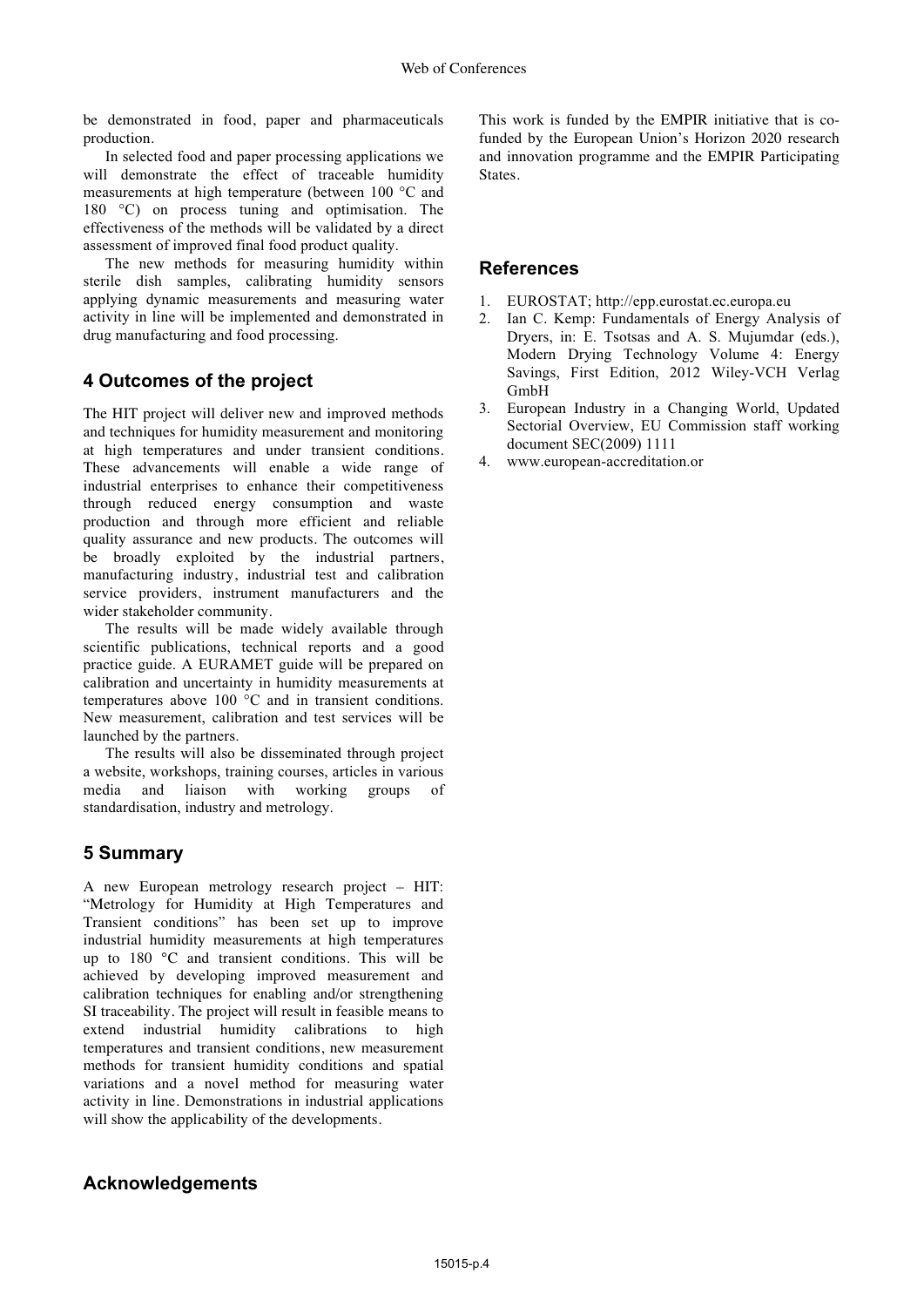be demonstrated in food, paper and pharmaceuticals production.

In selected food and paper processing applications we will demonstrate the effect of traceable humidity measurements at high temperature (between 100 °C and 180 °C) on process tuning and optimisation. The effectiveness of the methods will be validated by a direct assessment of improved final food product quality.

The new methods for measuring humidity within sterile dish samples, calibrating humidity sensors applying dynamic measurements and measuring water activity in line will be implemented and demonstrated in drug manufacturing and food processing.

## 4 Outcomes of the project

The HIT project will deliver new and improved methods and techniques for humidity measurement and monitoring at high temperatures and under transient conditions. These advancements will enable a wide range of industrial enterprises to enhance their competitiveness through reduced energy consumption and waste production and through more efficient and reliable quality assurance and new products. The outcomes will be broadly exploited by the industrial partners, manufacturing industry, industrial test and calibration service providers, instrument manufacturers and the wider stakeholder community.

The results will be made widely available through scientific publications, technical reports and a good practice guide. A EURAMET guide will be prepared on calibration and uncertainty in humidity measurements at temperatures above 100 °C and in transient conditions. New measurement, calibration and test services will be launched by the partners.

The results will also be disseminated through project a website, workshops, training courses, articles in various media and liaison with working groups of standardisation, industry and metrology.

## 5 Summary

A new European metrology research project – HIT: "Metrology for Humidity at High Temperatures and Transient conditions" has been set up to improve industrial humidity measurements at high temperatures up to 180 °C and transient conditions. This will be achieved by developing improved measurement and calibration techniques for enabling and/or strengthening SI traceability. The project will result in feasible means to extend industrial humidity calibrations to high temperatures and transient conditions, new measurement methods for transient humidity conditions and spatial variations and a novel method for measuring water activity in line. Demonstrations in industrial applications will show the applicability of the developments.

## Acknowledgements

This work is funded by the EMPIR initiative that is co-funded by the European Union's Horizon 2020 research and innovation programme and the EMPIR Participating States.

## References

1. EUROSTAT; http://epp.eurostat.ec.europa.eu
2. Ian C. Kemp: Fundamentals of Energy Analysis of Dryers, in: E. Tsotsas and A. S. Mujumdar (eds.), Modern Drying Technology Volume 4: Energy Savings, First Edition, 2012 Wiley-VCH Verlag GmbH
3. European Industry in a Changing World, Updated Sectorial Overview, EU Commission staff working document SEC(2009) 1111
4. www.european-accreditation.or